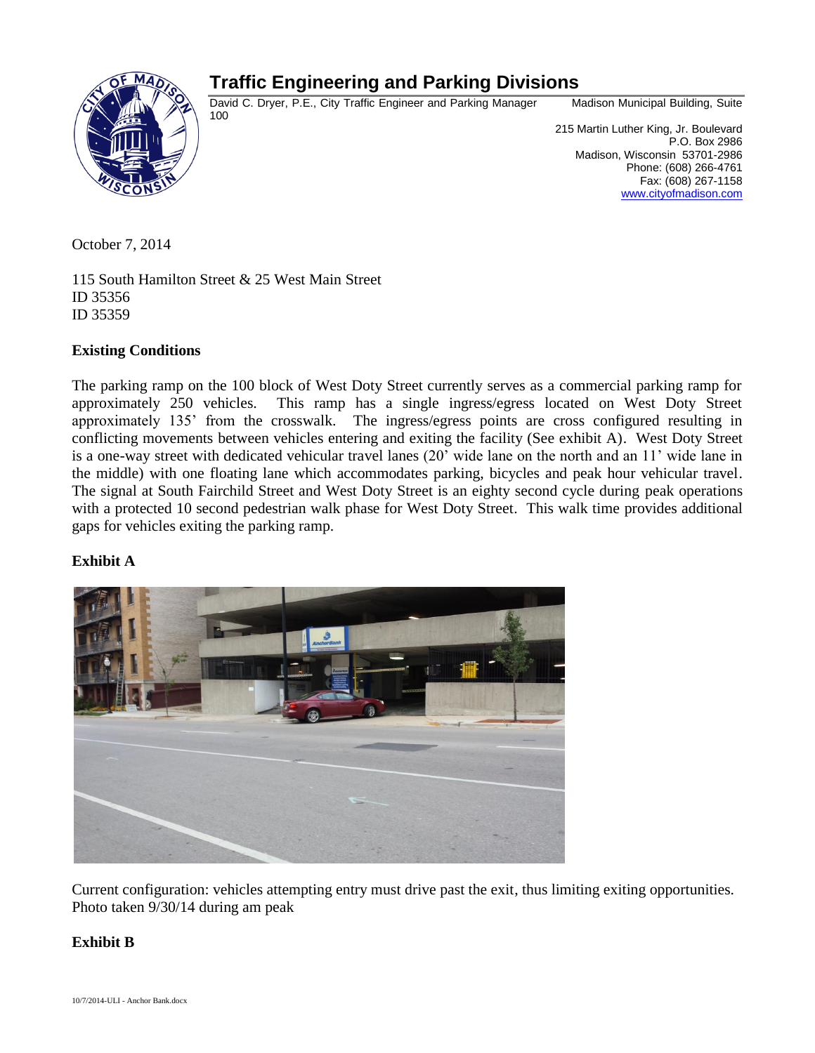# Traffic Engineering and Parking Divisions

David C. Dryer, P.E., City Traffic Engineer and Parking Manager

Madison Municipal Building, Suite 100
215 Martin Luther King, Jr. Boulevard
P.O. Box 2986
Madison, Wisconsin 53701-2986
Phone: (608) 266-4761
Fax: (608) 267-1158
www.cityofmadison.com

October 7, 2014

115 South Hamilton Street & 25 West Main Street
ID 35356
ID 35359

**Existing Conditions**

The parking ramp on the 100 block of West Doty Street currently serves as a commercial parking ramp for approximately 250 vehicles. This ramp has a single ingress/egress located on West Doty Street approximately 135' from the crosswalk. The ingress/egress points are cross configured resulting in conflicting movements between vehicles entering and exiting the facility (See exhibit A). West Doty Street is a one-way street with dedicated vehicular travel lanes (20' wide lane on the north and an 11' wide lane in the middle) with one floating lane which accommodates parking, bicycles and peak hour vehicular travel. The signal at South Fairchild Street and West Doty Street is an eighty second cycle during peak operations with a protected 10 second pedestrian walk phase for West Doty Street. This walk time provides additional gaps for vehicles exiting the parking ramp.

**Exhibit A**

Current configuration: vehicles attempting entry must drive past the exit, thus limiting exiting opportunities. Photo taken 9/30/14 during am peak

**Exhibit B**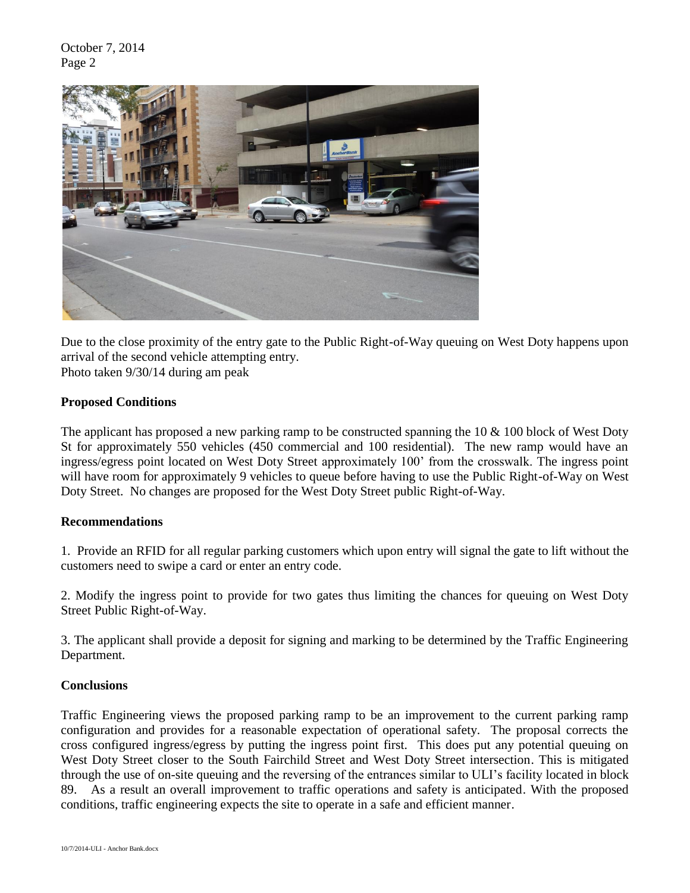Due to the close proximity of the entry gate to the Public Right-of-Way queuing on West Doty happens upon arrival of the second vehicle attempting entry.
Photo taken 9/30/14 during am peak

**Proposed Conditions**

The applicant has proposed a new parking ramp to be constructed spanning the 10 & 100 block of West Doty St for approximately 550 vehicles (450 commercial and 100 residential). The new ramp would have an ingress/egress point located on West Doty Street approximately 100' from the crosswalk. The ingress point will have room for approximately 9 vehicles to queue before having to use the Public Right-of-Way on West Doty Street. No changes are proposed for the West Doty Street public Right-of-Way.

**Recommendations**

1. Provide an RFID for all regular parking customers which upon entry will signal the gate to lift without the customers need to swipe a card or enter an entry code.

2. Modify the ingress point to provide for two gates thus limiting the chances for queuing on West Doty Street Public Right-of-Way.

3. The applicant shall provide a deposit for signing and marking to be determined by the Traffic Engineering Department.

**Conclusions**

Traffic Engineering views the proposed parking ramp to be an improvement to the current parking ramp configuration and provides for a reasonable expectation of operational safety. The proposal corrects the cross configured ingress/egress by putting the ingress point first. This does put any potential queuing on West Doty Street closer to the South Fairchild Street and West Doty Street intersection. This is mitigated through the use of on-site queuing and the reversing of the entrances similar to ULI's facility located in block 89. As a result an overall improvement to traffic operations and safety is anticipated. With the proposed conditions, traffic engineering expects the site to operate in a safe and efficient manner.